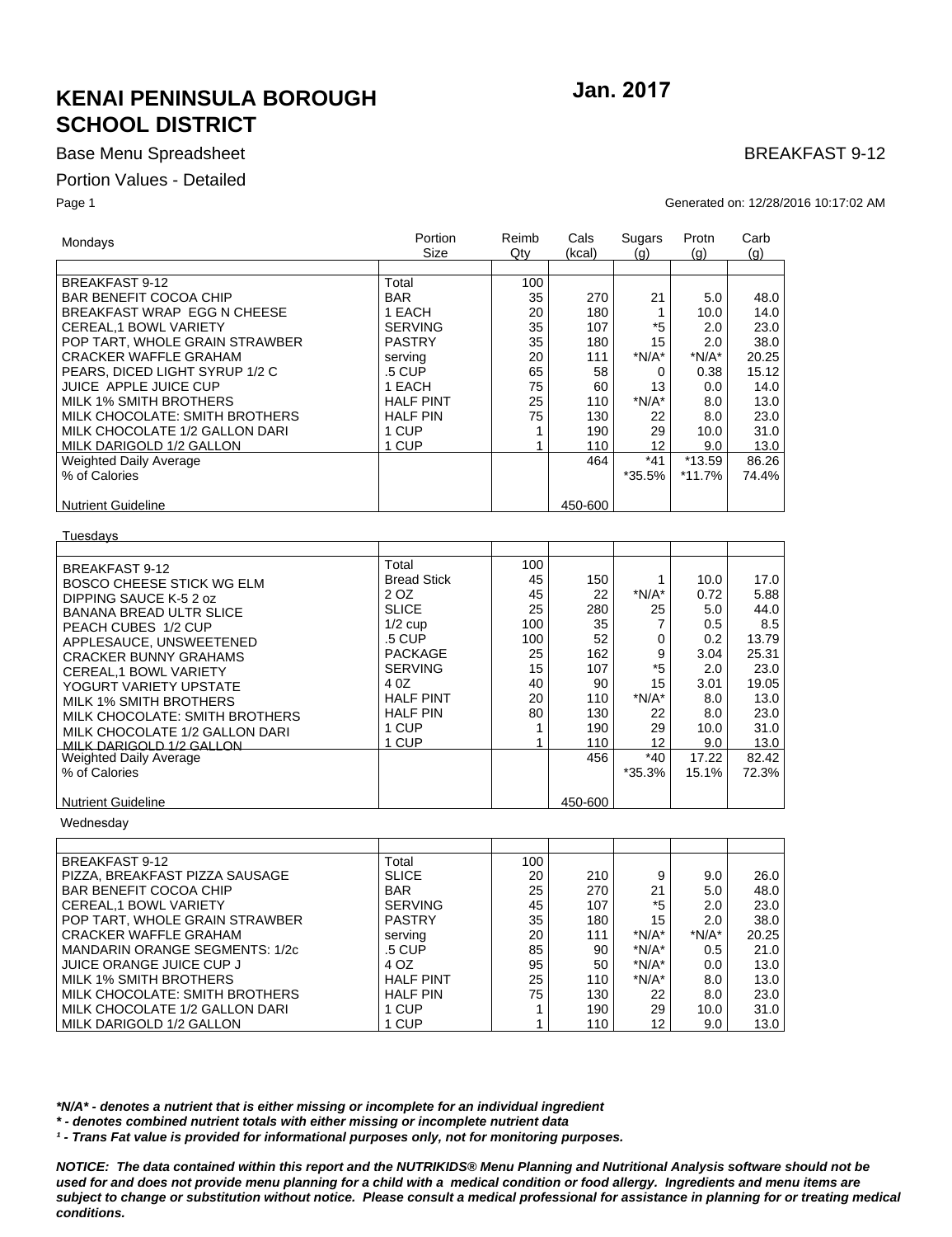# KENAI PENINSULA BOROUGH SCHOOL DISTRICT

**Jan. 2017**

Base Menu Spreadsheet

BREAKFAST 9-12

Portion Values - Detailed

Generated on: 12/28/2016 10:17:02 AM

| Mondays | Portion Size | Reimb Qty | Cals (kcal) | Sugars (g) | Protn (g) | Carb (g) |
|---|---|---|---|---|---|---|
| BREAKFAST 9-12 | Total | 100 | | | | |
| BAR BENEFIT COCOA CHIP | BAR | 35 | 270 | 21 | 5.0 | 48.0 |
| BREAKFAST WRAP EGG N CHEESE | 1 EACH | 20 | 180 | 1 | 10.0 | 14.0 |
| CEREAL,1 BOWL VARIETY | SERVING | 35 | 107 | *5 | 2.0 | 23.0 |
| POP TART, WHOLE GRAIN STRAWBER | PASTRY | 35 | 180 | 15 | 2.0 | 38.0 |
| CRACKER WAFFLE GRAHAM | serving | 20 | 111 | *N/A* | *N/A* | 20.25 |
| PEARS, DICED LIGHT SYRUP 1/2 C | .5 CUP | 65 | 58 | 0 | 0.38 | 15.12 |
| JUICE APPLE JUICE CUP | 1 EACH | 75 | 60 | 13 | 0.0 | 14.0 |
| MILK 1% SMITH BROTHERS | HALF PINT | 25 | 110 | *N/A* | 8.0 | 13.0 |
| MILK CHOCOLATE: SMITH BROTHERS | HALF PIN | 75 | 130 | 22 | 8.0 | 23.0 |
| MILK CHOCOLATE 1/2 GALLON DARI | 1 CUP | 1 | 190 | 29 | 10.0 | 31.0 |
| MILK DARIGOLD 1/2 GALLON | 1 CUP | 1 | 110 | 12 | 9.0 | 13.0 |
| Weighted Daily Average | | | 464 | *41 | *13.59 | 86.26 |
| % of Calories | | | | *35.5% | *11.7% | 74.4% |
| Nutrient Guideline | | | 450-600 | | | |

| Tuesdays | | | | | | |
|---|---|---|---|---|---|---|
| BREAKFAST 9-12 | Total | 100 | | | | |
| BOSCO CHEESE STICK WG ELM | Bread Stick | 45 | 150 | 1 | 10.0 | 17.0 |
| DIPPING SAUCE K-5 2 oz | 2 OZ | 45 | 22 | *N/A* | 0.72 | 5.88 |
| BANANA BREAD ULTR SLICE | SLICE | 25 | 280 | 25 | 5.0 | 44.0 |
| PEACH CUBES 1/2 CUP | 1/2 cup | 100 | 35 | 7 | 0.5 | 8.5 |
| APPLESAUCE, UNSWEETENED | .5 CUP | 100 | 52 | 0 | 0.2 | 13.79 |
| CRACKER BUNNY GRAHAMS | PACKAGE | 25 | 162 | 9 | 3.04 | 25.31 |
| CEREAL,1 BOWL VARIETY | SERVING | 15 | 107 | *5 | 2.0 | 23.0 |
| YOGURT VARIETY UPSTATE | 4 0Z | 40 | 90 | 15 | 3.01 | 19.05 |
| MILK 1% SMITH BROTHERS | HALF PINT | 20 | 110 | *N/A* | 8.0 | 13.0 |
| MILK CHOCOLATE: SMITH BROTHERS | HALF PIN | 80 | 130 | 22 | 8.0 | 23.0 |
| MILK CHOCOLATE 1/2 GALLON DARI | 1 CUP | 1 | 190 | 29 | 10.0 | 31.0 |
| MILK DARIGOLD 1/2 GALLON | 1 CUP | 1 | 110 | 12 | 9.0 | 13.0 |
| Weighted Daily Average | | | 456 | *40 | 17.22 | 82.42 |
| % of Calories | | | | *35.3% | 15.1% | 72.3% |
| Nutrient Guideline | | | 450-600 | | | |

| Wednesday | | | | | | |
|---|---|---|---|---|---|---|
| BREAKFAST 9-12 | Total | 100 | | | | |
| PIZZA, BREAKFAST PIZZA SAUSAGE | SLICE | 20 | 210 | 9 | 9.0 | 26.0 |
| BAR BENEFIT COCOA CHIP | BAR | 25 | 270 | 21 | 5.0 | 48.0 |
| CEREAL,1 BOWL VARIETY | SERVING | 45 | 107 | *5 | 2.0 | 23.0 |
| POP TART, WHOLE GRAIN STRAWBER | PASTRY | 35 | 180 | 15 | 2.0 | 38.0 |
| CRACKER WAFFLE GRAHAM | serving | 20 | 111 | *N/A* | *N/A* | 20.25 |
| MANDARIN ORANGE SEGMENTS: 1/2c | .5 CUP | 85 | 90 | *N/A* | 0.5 | 21.0 |
| JUICE ORANGE JUICE CUP J | 4 OZ | 95 | 50 | *N/A* | 0.0 | 13.0 |
| MILK 1% SMITH BROTHERS | HALF PINT | 25 | 110 | *N/A* | 8.0 | 13.0 |
| MILK CHOCOLATE: SMITH BROTHERS | HALF PIN | 75 | 130 | 22 | 8.0 | 23.0 |
| MILK CHOCOLATE 1/2 GALLON DARI | 1 CUP | 1 | 190 | 29 | 10.0 | 31.0 |
| MILK DARIGOLD 1/2 GALLON | 1 CUP | 1 | 110 | 12 | 9.0 | 13.0 |

***N/A* - denotes a nutrient that is either missing or incomplete for an individual ingredient***

***\* - denotes combined nutrient totals with either missing or incomplete nutrient data***

***¹ - Trans Fat value is provided for informational purposes only, not for monitoring purposes.***

***NOTICE: The data contained within this report and the NUTRIKIDS® Menu Planning and Nutritional Analysis software should not be used for and does not provide menu planning for a child with a medical condition or food allergy. Ingredients and menu items are subject to change or substitution without notice. Please consult a medical professional for assistance in planning for or treating medical conditions.***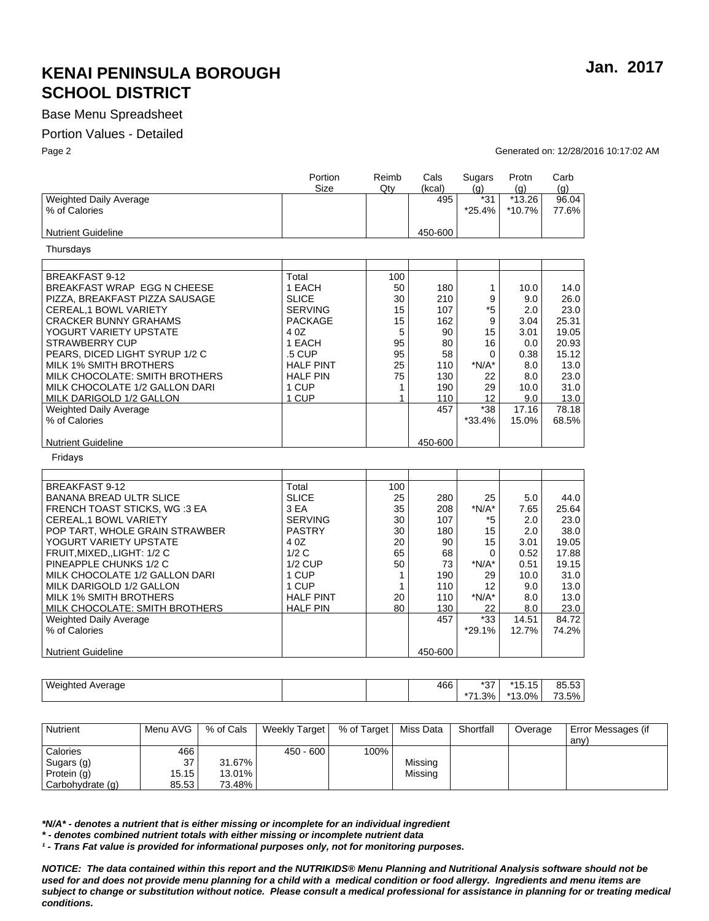# KENAI PENINSULA BOROUGH SCHOOL DISTRICT

**Jan. 2017**

Base Menu Spreadsheet

Portion Values - Detailed

Generated on: 12/28/2016 10:17:02 AM

| | Portion Size | Reimb Qty | Cals (kcal) | Sugars (g) | Protn (g) | Carb (g) |
|---|---|---|---|---|---|---|
| Weighted Daily Average | | | 495 | *31 | *13.26 | 96.04 |
| % of Calories | | | | *25.4% | *10.7% | 77.6% |
| Nutrient Guideline | | | 450-600 | | | |

Thursdays

| | Portion Size | Reimb Qty | Cals (kcal) | Sugars (g) | Protn (g) | Carb (g) |
|---|---|---|---|---|---|---|
| BREAKFAST 9-12 | Total | 100 | | | | |
| BREAKFAST WRAP EGG N CHEESE | 1 EACH | 50 | 180 | 1 | 10.0 | 14.0 |
| PIZZA, BREAKFAST PIZZA SAUSAGE | SLICE | 30 | 210 | 9 | 9.0 | 26.0 |
| CEREAL,1 BOWL VARIETY | SERVING | 15 | 107 | *5 | 2.0 | 23.0 |
| CRACKER BUNNY GRAHAMS | PACKAGE | 15 | 162 | 9 | 3.04 | 25.31 |
| YOGURT VARIETY UPSTATE | 4 0Z | 5 | 90 | 15 | 3.01 | 19.05 |
| STRAWBERRY CUP | 1 EACH | 95 | 80 | 16 | 0.0 | 20.93 |
| PEARS, DICED LIGHT SYRUP 1/2 C | .5 CUP | 95 | 58 | 0 | 0.38 | 15.12 |
| MILK 1% SMITH BROTHERS | HALF PINT | 25 | 110 | *N/A* | 8.0 | 13.0 |
| MILK CHOCOLATE: SMITH BROTHERS | HALF PIN | 75 | 130 | 22 | 8.0 | 23.0 |
| MILK CHOCOLATE 1/2 GALLON DARI | 1 CUP | 1 | 190 | 29 | 10.0 | 31.0 |
| MILK DARIGOLD 1/2 GALLON | 1 CUP | 1 | 110 | 12 | 9.0 | 13.0 |
| Weighted Daily Average | | | 457 | *38 | 17.16 | 78.18 |
| % of Calories | | | | *33.4% | 15.0% | 68.5% |
| Nutrient Guideline | | | 450-600 | | | |

Fridays

| | Portion Size | Reimb Qty | Cals (kcal) | Sugars (g) | Protn (g) | Carb (g) |
|---|---|---|---|---|---|---|
| BREAKFAST 9-12 | Total | 100 | | | | |
| BANANA BREAD ULTR SLICE | SLICE | 25 | 280 | 25 | 5.0 | 44.0 |
| FRENCH TOAST STICKS, WG :3 EA | 3 EA | 35 | 208 | *N/A* | 7.65 | 25.64 |
| CEREAL,1 BOWL VARIETY | SERVING | 30 | 107 | *5 | 2.0 | 23.0 |
| POP TART, WHOLE GRAIN STRAWBER | PASTRY | 30 | 180 | 15 | 2.0 | 38.0 |
| YOGURT VARIETY UPSTATE | 4 0Z | 20 | 90 | 15 | 3.01 | 19.05 |
| FRUIT,MIXED,,LIGHT: 1/2 C | 1/2 C | 65 | 68 | 0 | 0.52 | 17.88 |
| PINEAPPLE CHUNKS 1/2 C | 1/2 CUP | 50 | 73 | *N/A* | 0.51 | 19.15 |
| MILK CHOCOLATE 1/2 GALLON DARI | 1 CUP | 1 | 190 | 29 | 10.0 | 31.0 |
| MILK DARIGOLD 1/2 GALLON | 1 CUP | 1 | 110 | 12 | 9.0 | 13.0 |
| MILK 1% SMITH BROTHERS | HALF PINT | 20 | 110 | *N/A* | 8.0 | 13.0 |
| MILK CHOCOLATE: SMITH BROTHERS | HALF PIN | 80 | 130 | 22 | 8.0 | 23.0 |
| Weighted Daily Average | | | 457 | *33 | 14.51 | 84.72 |
| % of Calories | | | | *29.1% | 12.7% | 74.2% |
| Nutrient Guideline | | | 450-600 | | | |

| | | | Cals (kcal) | Sugars (g) | Protn (g) | Carb (g) |
|---|---|---|---|---|---|---|
| Weighted Average | | | 466 | *37 | *15.15 | 85.53 |
| | | | | *71.3% | *13.0% | 73.5% |

| Nutrient | Menu AVG | % of Cals | Weekly Target | % of Target | Miss Data | Shortfall | Overage | Error Messages (if any) |
|---|---|---|---|---|---|---|---|---|
| Calories | 466 | | 450 - 600 | 100% | | | | |
| Sugars (g) | 37 | 31.67% | | | Missing | | | |
| Protein (g) | 15.15 | 13.01% | | | Missing | | | |
| Carbohydrate (g) | 85.53 | 73.48% | | | | | | |

***N/A* - denotes a nutrient that is either missing or incomplete for an individual ingredient***

*** - denotes combined nutrient totals with either missing or incomplete nutrient data***

***¹ - Trans Fat value is provided for informational purposes only, not for monitoring purposes.***

***NOTICE: The data contained within this report and the NUTRIKIDS® Menu Planning and Nutritional Analysis software should not be used for and does not provide menu planning for a child with a medical condition or food allergy. Ingredients and menu items are subject to change or substitution without notice. Please consult a medical professional for assistance in planning for or treating medical conditions.***